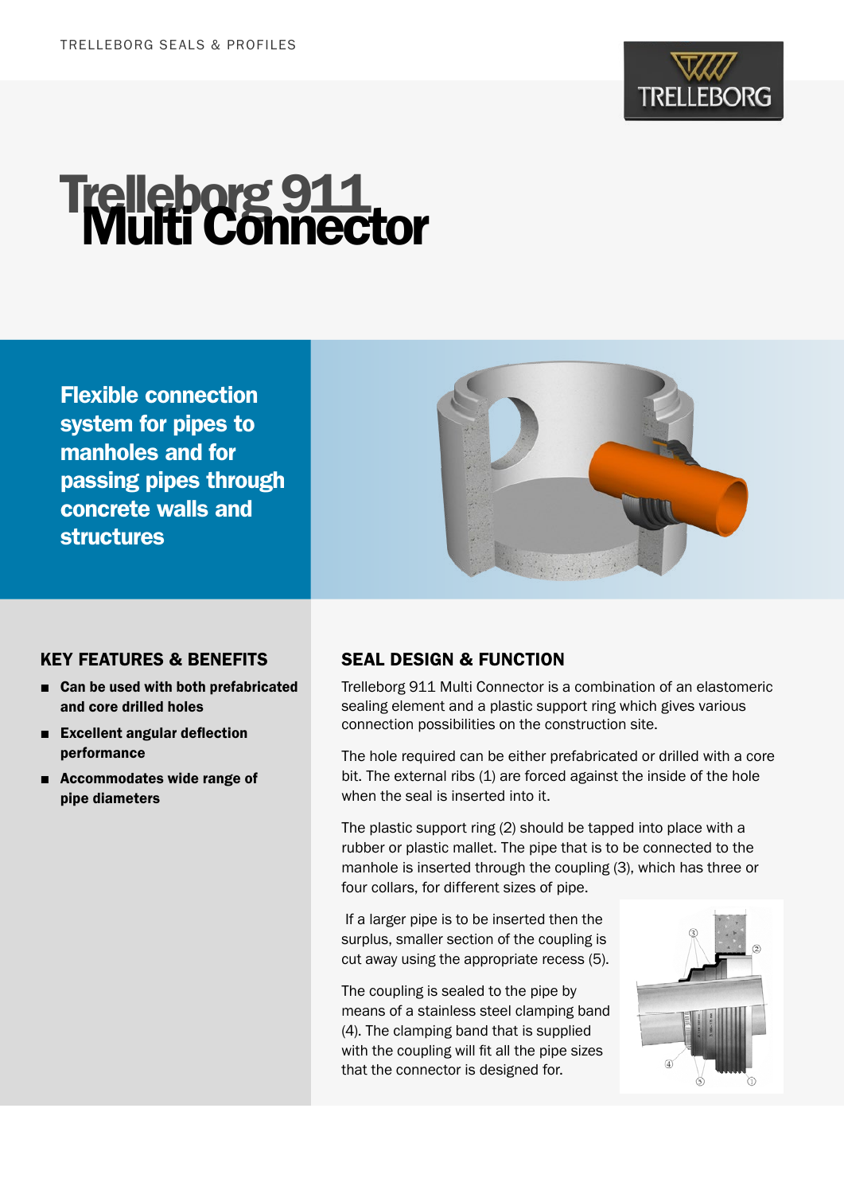# Trelleborg 911 Multi Connector

**Flexible connection system for pipes to manholes and for passing pipes through concrete walls and structures**

## KEY FEATURES & BENEFITS

- **Can be used with both prefabricated and core drilled holes**
- **Excellent angular deflection performance**
- **Accommodates wide range of pipe diameters**

## SEAL DESIGN & FUNCTION

Trelleborg 911 Multi Connector is a combination of an elastomeric sealing element and a plastic support ring which gives various connection possibilities on the construction site.

The hole required can be either prefabricated or drilled with a core bit. The external ribs (1) are forced against the inside of the hole when the seal is inserted into it.

The plastic support ring (2) should be tapped into place with a rubber or plastic mallet. The pipe that is to be connected to the manhole is inserted through the coupling (3), which has three or four collars, for different sizes of pipe.

If a larger pipe is to be inserted then the surplus, smaller section of the coupling is cut away using the appropriate recess (5).

The coupling is sealed to the pipe by means of a stainless steel clamping band (4). The clamping band that is supplied with the coupling will fit all the pipe sizes that the connector is designed for.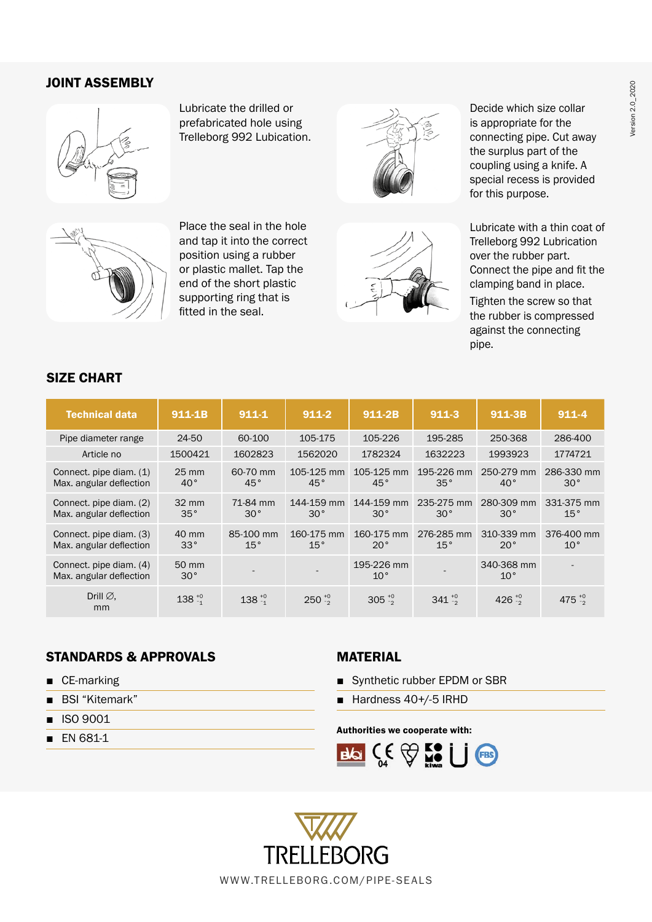## JOINT ASSEMBLY

Lubricate the drilled or prefabricated hole using Trelleborg 992 Lubication.

Decide which size collar is appropriate for the connecting pipe. Cut away the surplus part of the coupling using a knife. A special recess is provided for this purpose.

Place the seal in the hole and tap it into the correct position using a rubber or plastic mallet. Tap the end of the short plastic supporting ring that is fitted in the seal.

Lubricate with a thin coat of Trelleborg 992 Lubrication over the rubber part. Connect the pipe and fit the clamping band in place.

Tighten the screw so that the rubber is compressed against the connecting pipe.

## SIZE CHART

| Technical data | 911-1B | 911-1 | 911-2 | 911-2B | 911-3 | 911-3B | 911-4 |
|---|---|---|---|---|---|---|---|
| Pipe diameter range | 24-50 | 60-100 | 105-175 | 105-226 | 195-285 | 250-368 | 286-400 |
| Article no | 1500421 | 1602823 | 1562020 | 1782324 | 1632223 | 1993923 | 1774721 |
| Connect. pipe diam. (1) Max. angular deflection | 25 mm 40° | 60-70 mm 45° | 105-125 mm 45° | 105-125 mm 45° | 195-226 mm 35° | 250-279 mm 40° | 286-330 mm 30° |
| Connect. pipe diam. (2) Max. angular deflection | 32 mm 35° | 71-84 mm 30° | 144-159 mm 30° | 144-159 mm 30° | 235-275 mm 30° | 280-309 mm 30° | 331-375 mm 15° |
| Connect. pipe diam. (3) Max. angular deflection | 40 mm 33° | 85-100 mm 15° | 160-175 mm 15° | 160-175 mm 20° | 276-285 mm 15° | 310-339 mm 20° | 376-400 mm 10° |
| Connect. pipe diam. (4) Max. angular deflection | 50 mm 30° | - | - | 195-226 mm 10° | - | 340-368 mm 10° | - |
| Drill ∅, mm | $138^{+0}_{-1}$ | $138^{+0}_{-1}$ | $250^{+0}_{-2}$ | $305^{+0}_{-2}$ | $341^{+0}_{-2}$ | $426^{+0}_{-2}$ | $475^{+0}_{-2}$ |

## STANDARDS & APPROVALS

- CE-marking
- BSI "Kitemark"
- ISO 9001
- EN 681-1

## MATERIAL

- Synthetic rubber EPDM or SBR
- Hardness 40+/-5 IRHD

**Authorities we cooperate with:**

TRELLEBORG

WWW.TRELLEBORG.COM/PIPE-SEALS